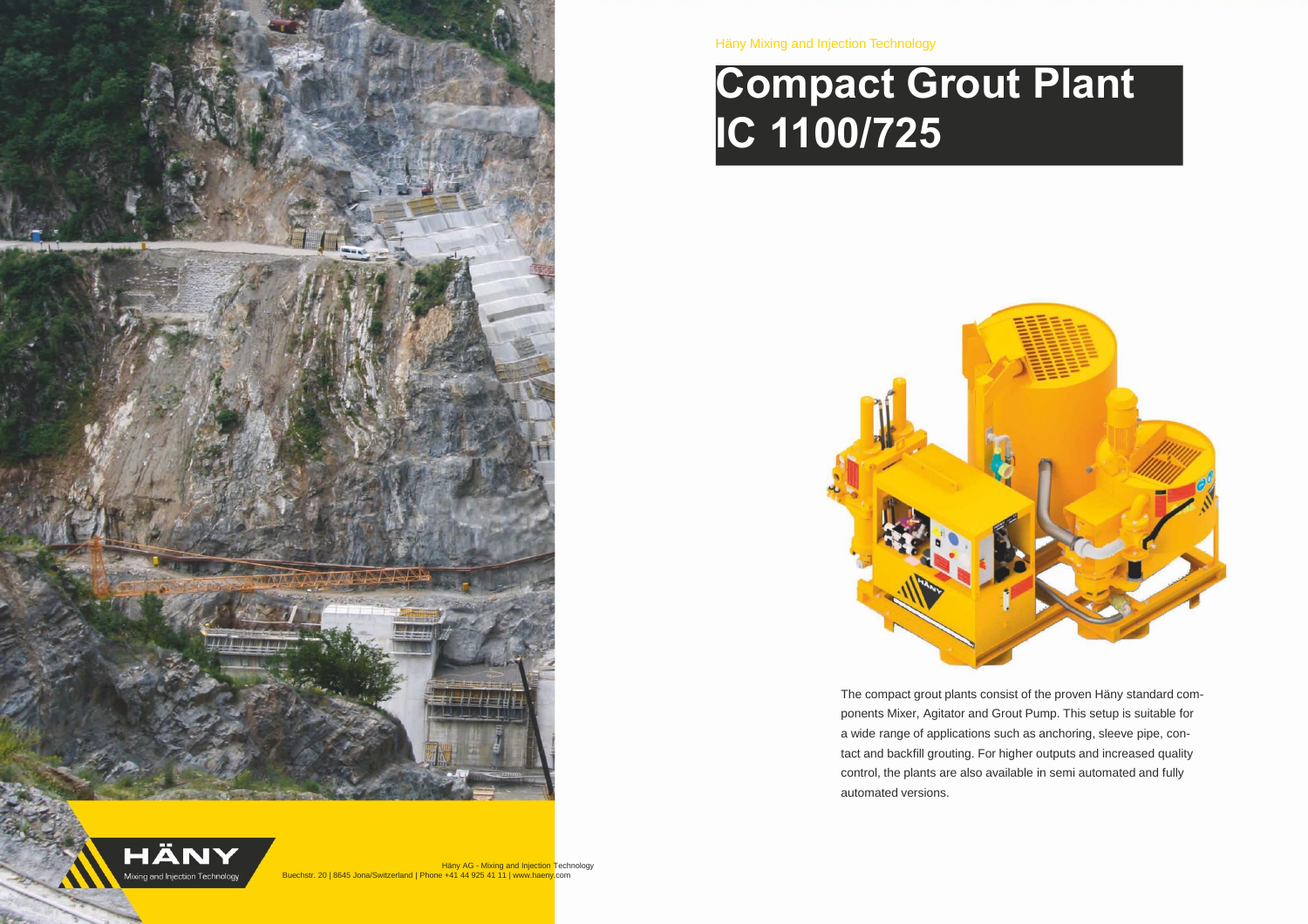Häny Mixing and Injection Technology

# Compact Grout Plant IC 1100/725

The compact grout plants consist of the proven Häny standard components Mixer, Agitator and Grout Pump. This setup is suitable for a wide range of applications such as anchoring, sleeve pipe, contact and backfill grouting. For higher outputs and increased quality control, the plants are also available in semi automated and fully automated versions.

HÄNY
Mixing and Injection Technology

Häny AG - Mixing and Injection Technology
Buechstr. 20 | 8645 Jona/Switzerland | Phone +41 44 925 41 11 | www.haeny.com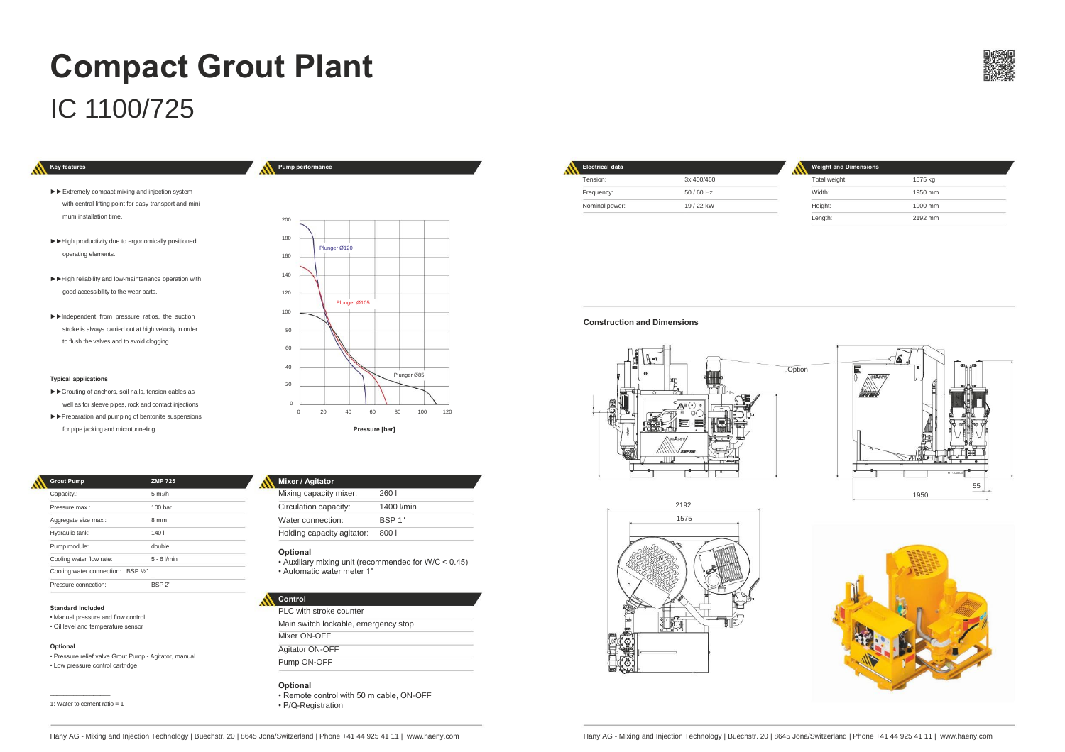# Compact Grout Plant

## IC 1100/725

### Key features

- ►►Extremely compact mixing and injection system with central lifting point for easy transport and minimum installation time.
- ►►High productivity due to ergonomically positioned operating elements.
- ►►High reliability and low-maintenance operation with good accessibility to the wear parts.
- ►►Independent from pressure ratios, the suction stroke is always carried out at high velocity in order to flush the valves and to avoid clogging.

#### Typical applications

- ►►Grouting of anchors, soil nails, tension cables as well as for sleeve pipes, rock and contact injections
- ►►Preparation and pumping of bentonite suspensions for pipe jacking and microtunneling

### Pump performance

200
180
160
140
120
100
80
60
40
20
0

Plunger Ø120
Plunger Ø105
Plunger Ø85

0 20 40 60 80 100 120

Pressure [bar]

### Grout Pump

| Grout Pump | ZMP 725 |
|---|---|
| Capacity[1]: | 5 m³/h |
| Pressure max.: | 100 bar |
| Aggregate size max.: | 8 mm |
| Hydraulic tank: | 140 l |
| Pump module: | double |
| Cooling water flow rate: | 5 - 6 l/min |
| Cooling water connection: | BSP ½" |
| Pressure connection: | BSP 2" |

#### Standard included

- Manual pressure and flow control
- Oil level and temperature sensor

#### Optional

- Pressure relief valve Grout Pump - Agitator, manual
- Low pressure control cartridge

1: Water to cement ratio = 1

### Mixer / Agitator

| | |
|---|---|
| Mixing capacity mixer: | 260 l |
| Circulation capacity: | 1400 l/min |
| Water connection: | BSP 1" |
| Holding capacity agitator: | 800 l |

#### Optional

- Auxiliary mixing unit (recommended for W/C < 0.45)
- Automatic water meter 1"

### Control

- PLC with stroke counter
- Main switch lockable, emergency stop
- Mixer ON-OFF
- Agitator ON-OFF
- Pump ON-OFF

#### Optional

- Remote control with 50 m cable, ON-OFF
- P/Q-Registration

### Electrical data

| | |
|---|---|
| Tension: | 3x 400/460 |
| Frequency: | 50 / 60 Hz |
| Nominal power: | 19 / 22 kW |

### Weight and Dimensions

| | |
|---|---|
| Total weight: | 1575 kg |
| Width: | 1950 mm |
| Height: | 1900 mm |
| Length: | 2192 mm |

### Construction and Dimensions

Option

2192

1575

1950

55

Häny AG - Mixing and Injection Technology | Buechstr. 20 | 8645 Jona/Switzerland | Phone +41 44 925 41 11 | www.haeny.com